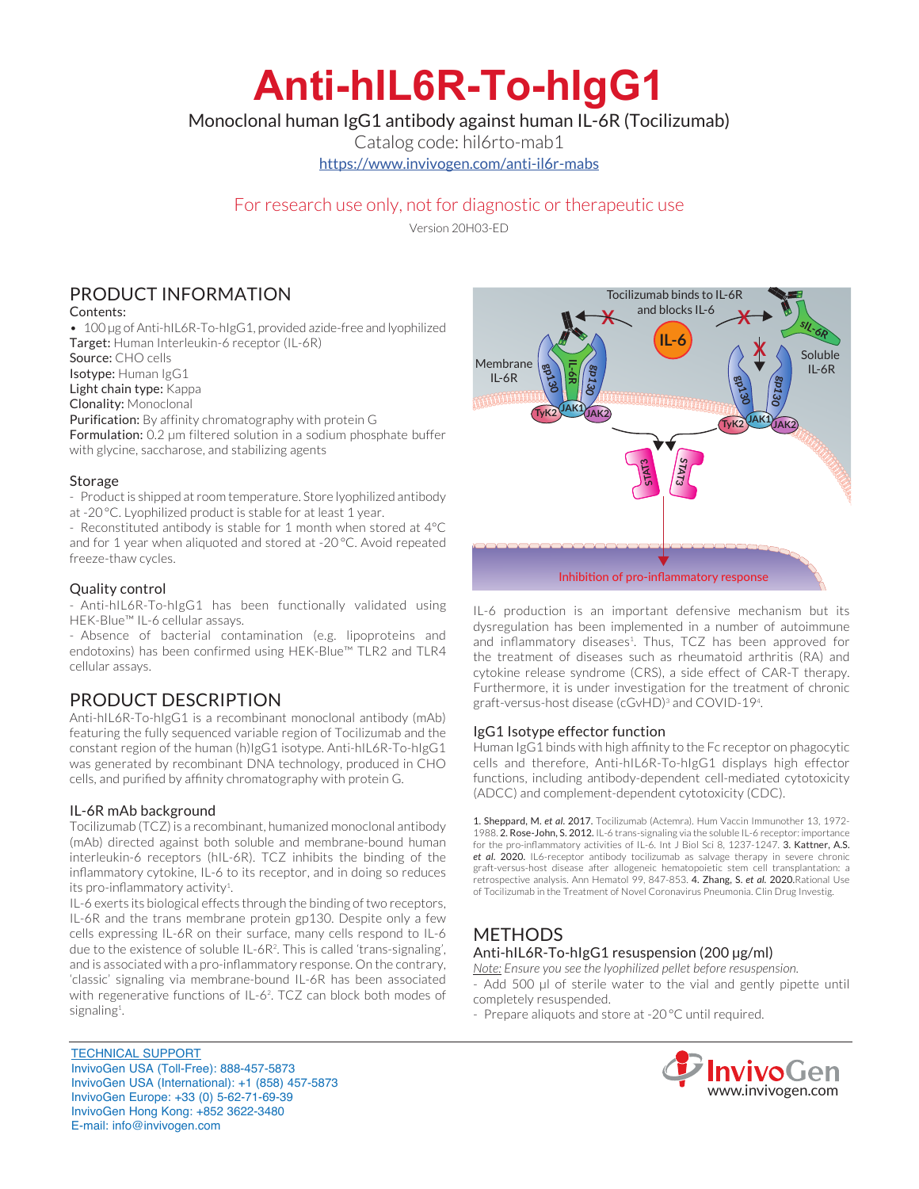# Anti-hIL6R-To-hIgG1

Monoclonal human IgG1 antibody against human IL-6R (Tocilizumab)

Catalog code: hil6rto-mab1

https://www.invivogen.com/anti-il6r-mabs

For research use only, not for diagnostic or therapeutic use

Version 20H03-ED

## PRODUCT INFORMATION

Contents:

- 100 µg of Anti-hIL6R-To-hIgG1, provided azide-free and lyophilized

**Target:** Human Interleukin-6 receptor (IL-6R)
**Source:** CHO cells
**Isotype:** Human IgG1
**Light chain type:** Kappa
**Clonality:** Monoclonal
**Purification:** By affinity chromatography with protein G
**Formulation:** 0.2 µm filtered solution in a sodium phosphate buffer with glycine, saccharose, and stabilizing agents

### Storage

- Product is shipped at room temperature. Store lyophilized antibody at -20 °C. Lyophilized product is stable for at least 1 year.
- Reconstituted antibody is stable for 1 month when stored at 4 °C and for 1 year when aliquoted and stored at -20 °C. Avoid repeated freeze-thaw cycles.

### Quality control

- Anti-hIL6R-To-hIgG1 has been functionally validated using HEK-Blue™ IL-6 cellular assays.
- Absence of bacterial contamination (e.g. lipoproteins and endotoxins) has been confirmed using HEK-Blue™ TLR2 and TLR4 cellular assays.

## PRODUCT DESCRIPTION

Anti-hIL6R-To-hIgG1 is a recombinant monoclonal antibody (mAb) featuring the fully sequenced variable region of Tocilizumab and the constant region of the human (h)IgG1 isotype. Anti-hIL6R-To-hIgG1 was generated by recombinant DNA technology, produced in CHO cells, and purified by affinity chromatography with protein G.

### IL-6R mAb background

Tocilizumab (TCZ) is a recombinant, humanized monoclonal antibody (mAb) directed against both soluble and membrane-bound human interleukin-6 receptors (hIL-6R). TCZ inhibits the binding of the inflammatory cytokine, IL-6 to its receptor, and in doing so reduces its pro-inflammatory activity[1].

IL-6 exerts its biological effects through the binding of two receptors, IL-6R and the trans membrane protein gp130. Despite only a few cells expressing IL-6R on their surface, many cells respond to IL-6 due to the existence of soluble IL-6R[2]. This is called 'trans-signaling', and is associated with a pro-inflammatory response. On the contrary, 'classic' signaling via membrane-bound IL-6R has been associated with regenerative functions of IL-6[2]. TCZ can block both modes of signaling[1].

IL-6 production is an important defensive mechanism but its dysregulation has been implemented in a number of autoimmune and inflammatory diseases[1]. Thus, TCZ has been approved for the treatment of diseases such as rheumatoid arthritis (RA) and cytokine release syndrome (CRS), a side effect of CAR-T therapy. Furthermore, it is under investigation for the treatment of chronic graft-versus-host disease (cGvHD)[3] and COVID-19[4].

### IgG1 Isotype effector function

Human IgG1 binds with high affinity to the Fc receptor on phagocytic cells and therefore, Anti-hIL6R-To-hIgG1 displays high effector functions, including antibody-dependent cell-mediated cytotoxicity (ADCC) and complement-dependent cytotoxicity (CDC).

1. Sheppard, M. *et al.* 2017. Tocilizumab (Actemra). Hum Vaccin Immunother 13, 1972-1988. 2. Rose-John, S. 2012. IL-6 trans-signaling via the soluble IL-6 receptor: importance for the pro-inflammatory activities of IL-6. Int J Biol Sci 8, 1237-1247. 3. Kattner, A.S. *et al.* 2020. IL6-receptor antibody tocilizumab as salvage therapy in severe chronic graft-versus-host disease after allogeneic hematopoietic stem cell transplantation: a retrospective analysis. Ann Hematol 99, 847-853. 4. Zhang, S. *et al.* 2020. Rational Use of Tocilizumab in the Treatment of Novel Coronavirus Pneumonia. Clin Drug Investig.

## METHODS

### Anti-hIL6R-To-hIgG1 resuspension (200 µg/ml)

Note: *Ensure you see the lyophilized pellet before resuspension.*

- Add 500 µl of sterile water to the vial and gently pipette until completely resuspended.
- Prepare aliquots and store at -20 °C until required.

TECHNICAL SUPPORT
InvivoGen USA (Toll-Free): 888-457-5873
InvivoGen USA (International): +1 (858) 457-5873
InvivoGen Europe: +33 (0) 5-62-71-69-39
InvivoGen Hong Kong: +852 3622-3480
E-mail: info@invivogen.com

InvivoGen
www.invivogen.com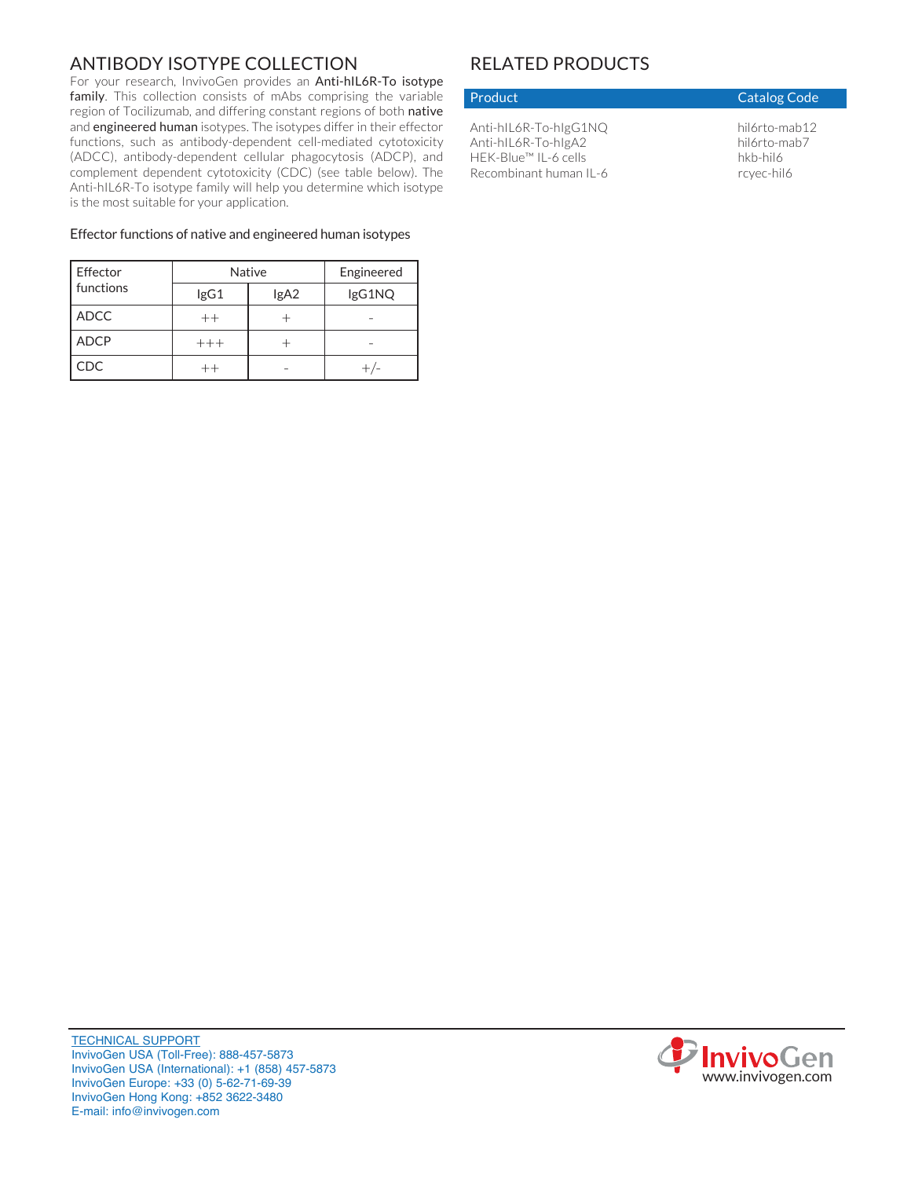## ANTIBODY ISOTYPE COLLECTION

For your research, InvivoGen provides an **Anti-hIL6R-To isotype family**. This collection consists of mAbs comprising the variable region of Tocilizumab, and differing constant regions of both **native** and **engineered human** isotypes. The isotypes differ in their effector functions, such as antibody-dependent cell-mediated cytotoxicity (ADCC), antibody-dependent cellular phagocytosis (ADCP), and complement dependent cytotoxicity (CDC) (see table below). The Anti-hIL6R-To isotype family will help you determine which isotype is the most suitable for your application.

Effector functions of native and engineered human isotypes

| Effector functions | Native | | Engineered |
|---|---|---|---|
| | IgG1 | IgA2 | IgG1NQ |
| ADCC | ++ | + | - |
| ADCP | +++ | + | - |
| CDC | ++ | - | +/- |

## RELATED PRODUCTS

| Product | Catalog Code |
|---|---|
| Anti-hIL6R-To-hIgG1NQ | hil6rto-mab12 |
| Anti-hIL6R-To-hIgA2 | hil6rto-mab7 |
| HEK-Blue™ IL-6 cells | hkb-hil6 |
| Recombinant human IL-6 | rcyec-hil6 |

TECHNICAL SUPPORT
InvivoGen USA (Toll-Free): 888-457-5873
InvivoGen USA (International): +1 (858) 457-5873
InvivoGen Europe: +33 (0) 5-62-71-69-39
InvivoGen Hong Kong: +852 3622-3480
E-mail: info@invivogen.com

InvivoGen
www.invivogen.com